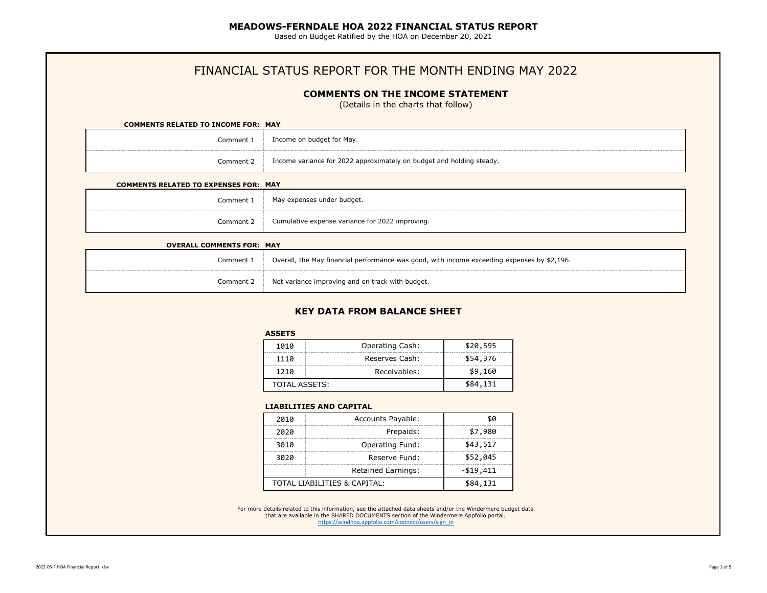# MEADOWS-FERNDALE HOA 2022 FINANCIAL STATUS REPORT

Based on Budget Ratified by the HOA on December 20, 2021

## FINANCIAL STATUS REPORT FOR THE MONTH ENDING MAY 2022

### COMMENTS ON THE INCOME STATEMENT

(Details in the charts that follow)

**COMMENTS RELATED TO INCOME FOR: MAY**

| | |
|---|---|
| Comment 1 | Income on budget for May. |
| Comment 2 | Income variance for 2022 approximately on budget and holding steady. |

**COMMENTS RELATED TO EXPENSES FOR: MAY**

| | |
|---|---|
| Comment 1 | May expenses under budget. |
| Comment 2 | Cumulative expense variance for 2022 improving. |

**OVERALL COMMENTS FOR: MAY**

| | |
|---|---|
| Comment 1 | Overall, the May financial performance was good, with income exceeding expenses by $2,196. |
| Comment 2 | Net variance improving and on track with budget. |

### KEY DATA FROM BALANCE SHEET

**ASSETS**

| | | |
|---|---|---|
| 1010 | Operating Cash: | $20,595 |
| 1110 | Reserves Cash: | $54,376 |
| 1210 | Receivables: | $9,160 |
| TOTAL ASSETS: | | $84,131 |

**LIABILITIES AND CAPITAL**

| | | |
|---|---|---|
| 2010 | Accounts Payable: | $0 |
| 2020 | Prepaids: | $7,980 |
| 3010 | Operating Fund: | $43,517 |
| 3020 | Reserve Fund: | $52,045 |
| | Retained Earnings: | -$19,411 |
| TOTAL LIABILITIES & CAPITAL: | | $84,131 |

For more details related to this information, see the attached data sheets and/or the Windermere budget data that are available in the SHARED DOCUMENTS section of the Windermere Appfolio portal.
https://windhoa.appfolio.com/connect/users/sign_in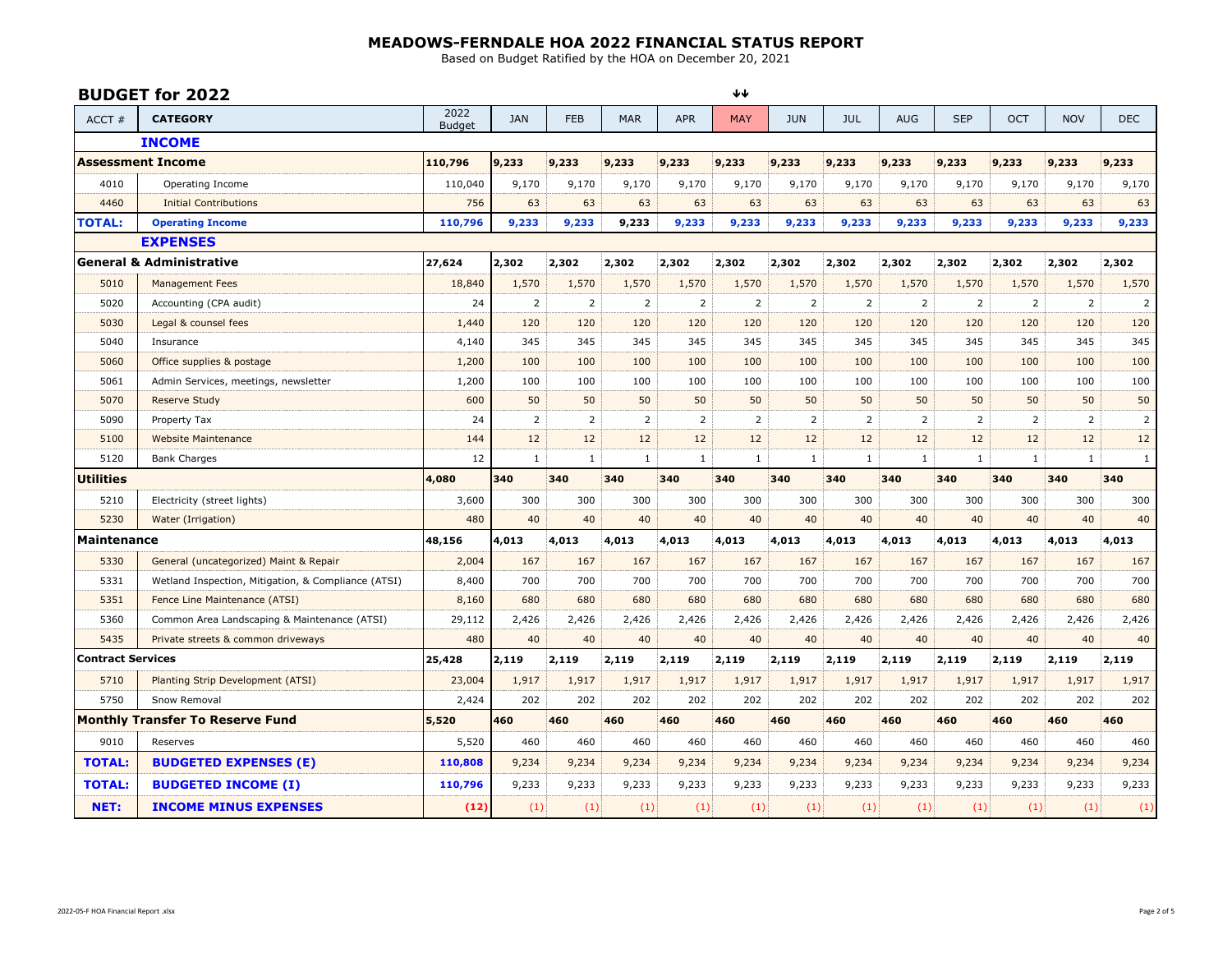# MEADOWS-FERNDALE HOA 2022 FINANCIAL STATUS REPORT

Based on Budget Ratified by the HOA on December 20, 2021

## BUDGET for 2022

| ACCT # | CATEGORY | 2022 Budget | JAN | FEB | MAR | APR | MAY | JUN | JUL | AUG | SEP | OCT | NOV | DEC |
|---|---|---|---|---|---|---|---|---|---|---|---|---|---|---|
| | **INCOME** | | | | | | | | | | | | | |
| **Assessment Income** | | **110,796** | **9,233** | **9,233** | **9,233** | **9,233** | **9,233** | **9,233** | **9,233** | **9,233** | **9,233** | **9,233** | **9,233** | **9,233** |
| 4010 | Operating Income | 110,040 | 9,170 | 9,170 | 9,170 | 9,170 | 9,170 | 9,170 | 9,170 | 9,170 | 9,170 | 9,170 | 9,170 | 9,170 |
| 4460 | Initial Contributions | 756 | 63 | 63 | 63 | 63 | 63 | 63 | 63 | 63 | 63 | 63 | 63 | 63 |
| **TOTAL:** | **Operating Income** | **110,796** | **9,233** | **9,233** | **9,233** | **9,233** | **9,233** | **9,233** | **9,233** | **9,233** | **9,233** | **9,233** | **9,233** | **9,233** |
| | **EXPENSES** | | | | | | | | | | | | | |
| **General & Administrative** | | **27,624** | **2,302** | **2,302** | **2,302** | **2,302** | **2,302** | **2,302** | **2,302** | **2,302** | **2,302** | **2,302** | **2,302** | **2,302** |
| 5010 | Management Fees | 18,840 | 1,570 | 1,570 | 1,570 | 1,570 | 1,570 | 1,570 | 1,570 | 1,570 | 1,570 | 1,570 | 1,570 | 1,570 |
| 5020 | Accounting (CPA audit) | 24 | 2 | 2 | 2 | 2 | 2 | 2 | 2 | 2 | 2 | 2 | 2 | 2 |
| 5030 | Legal & counsel fees | 1,440 | 120 | 120 | 120 | 120 | 120 | 120 | 120 | 120 | 120 | 120 | 120 | 120 |
| 5040 | Insurance | 4,140 | 345 | 345 | 345 | 345 | 345 | 345 | 345 | 345 | 345 | 345 | 345 | 345 |
| 5060 | Office supplies & postage | 1,200 | 100 | 100 | 100 | 100 | 100 | 100 | 100 | 100 | 100 | 100 | 100 | 100 |
| 5061 | Admin Services, meetings, newsletter | 1,200 | 100 | 100 | 100 | 100 | 100 | 100 | 100 | 100 | 100 | 100 | 100 | 100 |
| 5070 | Reserve Study | 600 | 50 | 50 | 50 | 50 | 50 | 50 | 50 | 50 | 50 | 50 | 50 | 50 |
| 5090 | Property Tax | 24 | 2 | 2 | 2 | 2 | 2 | 2 | 2 | 2 | 2 | 2 | 2 | 2 |
| 5100 | Website Maintenance | 144 | 12 | 12 | 12 | 12 | 12 | 12 | 12 | 12 | 12 | 12 | 12 | 12 |
| 5120 | Bank Charges | 12 | 1 | 1 | 1 | 1 | 1 | 1 | 1 | 1 | 1 | 1 | 1 | 1 |
| **Utilities** | | **4,080** | **340** | **340** | **340** | **340** | **340** | **340** | **340** | **340** | **340** | **340** | **340** | **340** |
| 5210 | Electricity (street lights) | 3,600 | 300 | 300 | 300 | 300 | 300 | 300 | 300 | 300 | 300 | 300 | 300 | 300 |
| 5230 | Water (Irrigation) | 480 | 40 | 40 | 40 | 40 | 40 | 40 | 40 | 40 | 40 | 40 | 40 | 40 |
| **Maintenance** | | **48,156** | **4,013** | **4,013** | **4,013** | **4,013** | **4,013** | **4,013** | **4,013** | **4,013** | **4,013** | **4,013** | **4,013** | **4,013** |
| 5330 | General (uncategorized) Maint & Repair | 2,004 | 167 | 167 | 167 | 167 | 167 | 167 | 167 | 167 | 167 | 167 | 167 | 167 |
| 5331 | Wetland Inspection, Mitigation, & Compliance (ATSI) | 8,400 | 700 | 700 | 700 | 700 | 700 | 700 | 700 | 700 | 700 | 700 | 700 | 700 |
| 5351 | Fence Line Maintenance (ATSI) | 8,160 | 680 | 680 | 680 | 680 | 680 | 680 | 680 | 680 | 680 | 680 | 680 | 680 |
| 5360 | Common Area Landscaping & Maintenance (ATSI) | 29,112 | 2,426 | 2,426 | 2,426 | 2,426 | 2,426 | 2,426 | 2,426 | 2,426 | 2,426 | 2,426 | 2,426 | 2,426 |
| 5435 | Private streets & common driveways | 480 | 40 | 40 | 40 | 40 | 40 | 40 | 40 | 40 | 40 | 40 | 40 | 40 |
| **Contract Services** | | **25,428** | **2,119** | **2,119** | **2,119** | **2,119** | **2,119** | **2,119** | **2,119** | **2,119** | **2,119** | **2,119** | **2,119** | **2,119** |
| 5710 | Planting Strip Development (ATSI) | 23,004 | 1,917 | 1,917 | 1,917 | 1,917 | 1,917 | 1,917 | 1,917 | 1,917 | 1,917 | 1,917 | 1,917 | 1,917 |
| 5750 | Snow Removal | 2,424 | 202 | 202 | 202 | 202 | 202 | 202 | 202 | 202 | 202 | 202 | 202 | 202 |
| **Monthly Transfer To Reserve Fund** | | **5,520** | **460** | **460** | **460** | **460** | **460** | **460** | **460** | **460** | **460** | **460** | **460** | **460** |
| 9010 | Reserves | 5,520 | 460 | 460 | 460 | 460 | 460 | 460 | 460 | 460 | 460 | 460 | 460 | 460 |
| **TOTAL:** | **BUDGETED EXPENSES (E)** | **110,808** | 9,234 | 9,234 | 9,234 | 9,234 | 9,234 | 9,234 | 9,234 | 9,234 | 9,234 | 9,234 | 9,234 | 9,234 |
| **TOTAL:** | **BUDGETED INCOME (I)** | **110,796** | 9,233 | 9,233 | 9,233 | 9,233 | 9,233 | 9,233 | 9,233 | 9,233 | 9,233 | 9,233 | 9,233 | 9,233 |
| **NET:** | **INCOME MINUS EXPENSES** | **(12)** | (1) | (1) | (1) | (1) | (1) | (1) | (1) | (1) | (1) | (1) | (1) | (1) |

2022-05-F HOA Financial Report .xlsx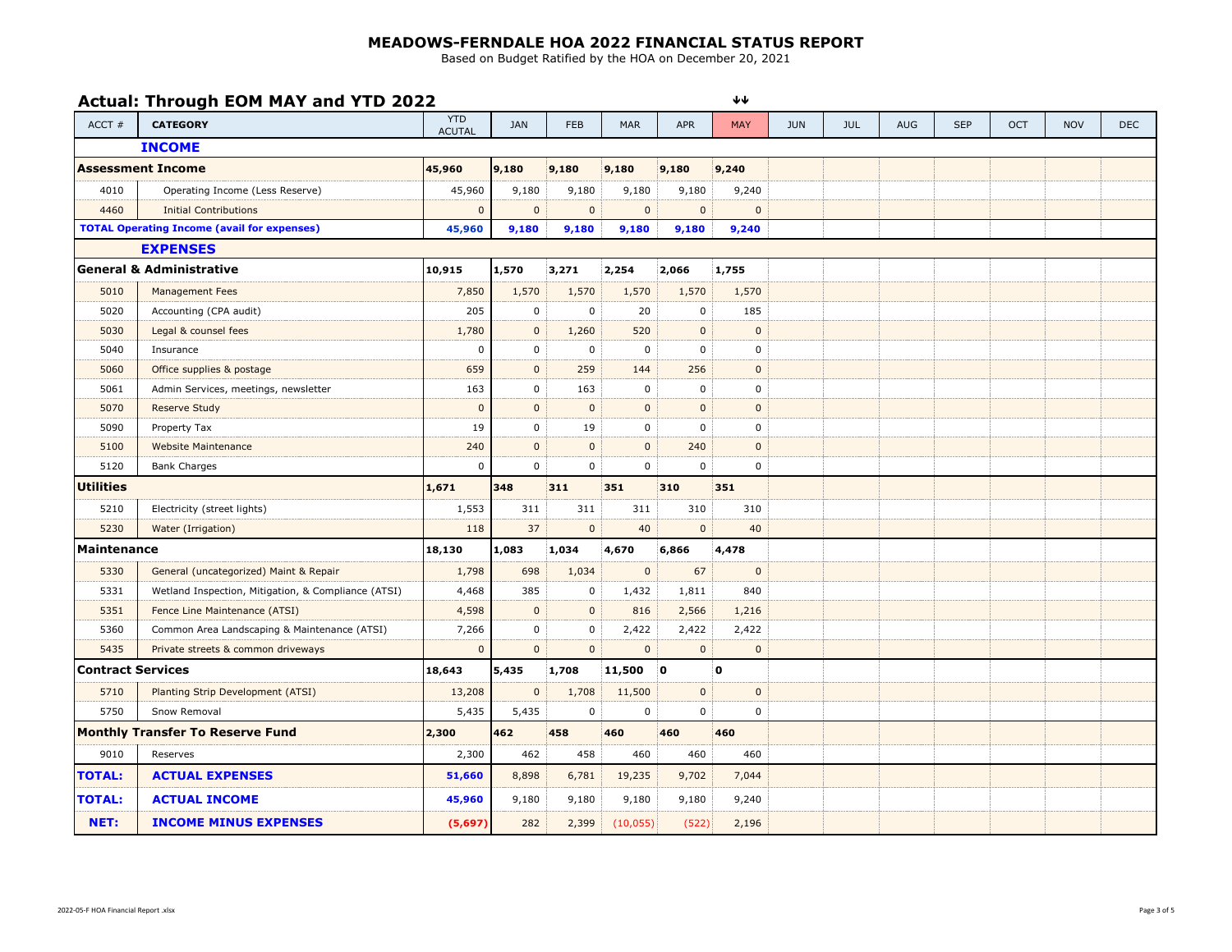# MEADOWS-FERNDALE HOA 2022 FINANCIAL STATUS REPORT

Based on Budget Ratified by the HOA on December 20, 2021

## Actual: Through EOM MAY and YTD 2022

| ACCT # | CATEGORY | YTD ACUTAL | JAN | FEB | MAR | APR | MAY | JUN | JUL | AUG | SEP | OCT | NOV | DEC |
|---|---|---|---|---|---|---|---|---|---|---|---|---|---|---|
| | **INCOME** | | | | | | | | | | | | | |
| **Assessment Income** | | **45,960** | **9,180** | **9,180** | **9,180** | **9,180** | **9,240** | | | | | | | |
| 4010 | Operating Income (Less Reserve) | 45,960 | 9,180 | 9,180 | 9,180 | 9,180 | 9,240 | | | | | | | |
| 4460 | Initial Contributions | 0 | 0 | 0 | 0 | 0 | 0 | | | | | | | |
| **TOTAL Operating Income (avail for expenses)** | | **45,960** | **9,180** | **9,180** | **9,180** | **9,180** | **9,240** | | | | | | | |
| | **EXPENSES** | | | | | | | | | | | | | |
| **General & Administrative** | | **10,915** | **1,570** | **3,271** | **2,254** | **2,066** | **1,755** | | | | | | | |
| 5010 | Management Fees | 7,850 | 1,570 | 1,570 | 1,570 | 1,570 | 1,570 | | | | | | | |
| 5020 | Accounting (CPA audit) | 205 | 0 | 0 | 20 | 0 | 185 | | | | | | | |
| 5030 | Legal & counsel fees | 1,780 | 0 | 1,260 | 520 | 0 | 0 | | | | | | | |
| 5040 | Insurance | 0 | 0 | 0 | 0 | 0 | 0 | | | | | | | |
| 5060 | Office supplies & postage | 659 | 0 | 259 | 144 | 256 | 0 | | | | | | | |
| 5061 | Admin Services, meetings, newsletter | 163 | 0 | 163 | 0 | 0 | 0 | | | | | | | |
| 5070 | Reserve Study | 0 | 0 | 0 | 0 | 0 | 0 | | | | | | | |
| 5090 | Property Tax | 19 | 0 | 19 | 0 | 0 | 0 | | | | | | | |
| 5100 | Website Maintenance | 240 | 0 | 0 | 0 | 240 | 0 | | | | | | | |
| 5120 | Bank Charges | 0 | 0 | 0 | 0 | 0 | 0 | | | | | | | |
| **Utilities** | | **1,671** | **348** | **311** | **351** | **310** | **351** | | | | | | | |
| 5210 | Electricity (street lights) | 1,553 | 311 | 311 | 311 | 310 | 310 | | | | | | | |
| 5230 | Water (Irrigation) | 118 | 37 | 0 | 40 | 0 | 40 | | | | | | | |
| **Maintenance** | | **18,130** | **1,083** | **1,034** | **4,670** | **6,866** | **4,478** | | | | | | | |
| 5330 | General (uncategorized) Maint & Repair | 1,798 | 698 | 1,034 | 0 | 67 | 0 | | | | | | | |
| 5331 | Wetland Inspection, Mitigation, & Compliance (ATSI) | 4,468 | 385 | 0 | 1,432 | 1,811 | 840 | | | | | | | |
| 5351 | Fence Line Maintenance (ATSI) | 4,598 | 0 | 0 | 816 | 2,566 | 1,216 | | | | | | | |
| 5360 | Common Area Landscaping & Maintenance (ATSI) | 7,266 | 0 | 0 | 2,422 | 2,422 | 2,422 | | | | | | | |
| 5435 | Private streets & common driveways | 0 | 0 | 0 | 0 | 0 | 0 | | | | | | | |
| **Contract Services** | | **18,643** | **5,435** | **1,708** | **11,500** | **0** | **0** | | | | | | | |
| 5710 | Planting Strip Development (ATSI) | 13,208 | 0 | 1,708 | 11,500 | 0 | 0 | | | | | | | |
| 5750 | Snow Removal | 5,435 | 5,435 | 0 | 0 | 0 | 0 | | | | | | | |
| **Monthly Transfer To Reserve Fund** | | **2,300** | **462** | **458** | **460** | **460** | **460** | | | | | | | |
| 9010 | Reserves | 2,300 | 462 | 458 | 460 | 460 | 460 | | | | | | | |
| **TOTAL:** | **ACTUAL EXPENSES** | **51,660** | 8,898 | 6,781 | 19,235 | 9,702 | 7,044 | | | | | | | |
| **TOTAL:** | **ACTUAL INCOME** | **45,960** | 9,180 | 9,180 | 9,180 | 9,180 | 9,240 | | | | | | | |
| **NET:** | **INCOME MINUS EXPENSES** | **(5,697)** | 282 | 2,399 | (10,055) | (522) | 2,196 | | | | | | | |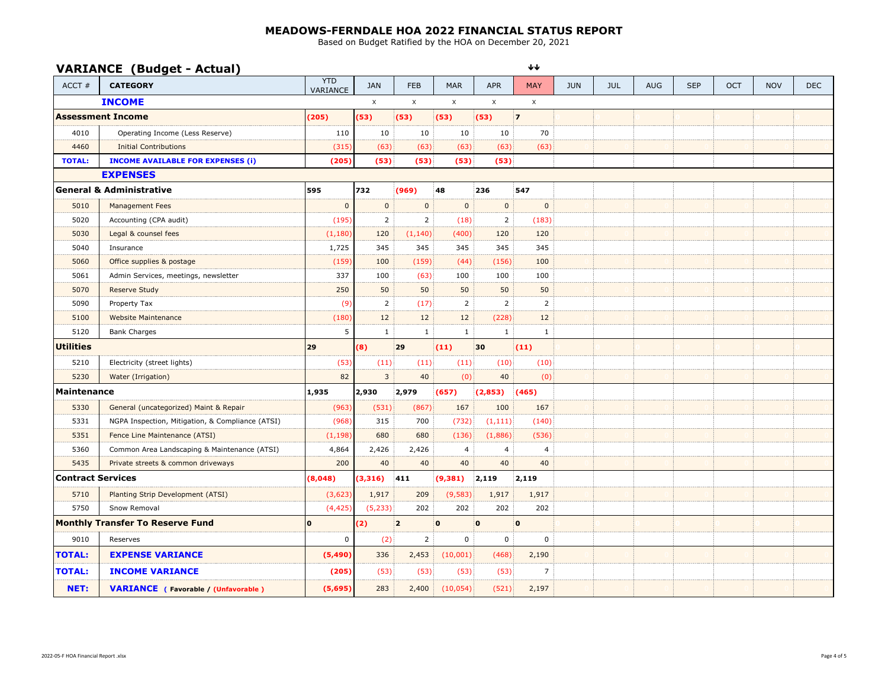# MEADOWS-FERNDALE HOA 2022 FINANCIAL STATUS REPORT

Based on Budget Ratified by the HOA on December 20, 2021

## VARIANCE (Budget - Actual)

↓↓

| ACCT # | CATEGORY | YTD VARIANCE | JAN | FEB | MAR | APR | MAY | JUN | JUL | AUG | SEP | OCT | NOV | DEC |
|---|---|---|---|---|---|---|---|---|---|---|---|---|---|---|
| | **INCOME** | | x | x | x | x | x | | | | | | | |
| **Assessment Income** | | **(205)** | **(53)** | **(53)** | **(53)** | **(53)** | **7** | | | | | | | |
| 4010 | Operating Income (Less Reserve) | 110 | 10 | 10 | 10 | 10 | 70 | | | | | | | |
| 4460 | Initial Contributions | (315) | (63) | (63) | (63) | (63) | (63) | | | | | | | |
| **TOTAL:** | **INCOME AVAILABLE FOR EXPENSES (i)** | **(205)** | **(53)** | **(53)** | **(53)** | **(53)** | | | | | | | | |
| | **EXPENSES** | | | | | | | | | | | | | |
| **General & Administrative** | | **595** | **732** | **(969)** | **48** | **236** | **547** | | | | | | | |
| 5010 | Management Fees | 0 | 0 | 0 | 0 | 0 | 0 | | | | | | | |
| 5020 | Accounting (CPA audit) | (195) | 2 | 2 | (18) | 2 | (183) | | | | | | | |
| 5030 | Legal & counsel fees | (1,180) | 120 | (1,140) | (400) | 120 | 120 | | | | | | | |
| 5040 | Insurance | 1,725 | 345 | 345 | 345 | 345 | 345 | | | | | | | |
| 5060 | Office supplies & postage | (159) | 100 | (159) | (44) | (156) | 100 | | | | | | | |
| 5061 | Admin Services, meetings, newsletter | 337 | 100 | (63) | 100 | 100 | 100 | | | | | | | |
| 5070 | Reserve Study | 250 | 50 | 50 | 50 | 50 | 50 | | | | | | | |
| 5090 | Property Tax | (9) | 2 | (17) | 2 | 2 | 2 | | | | | | | |
| 5100 | Website Maintenance | (180) | 12 | 12 | 12 | (228) | 12 | | | | | | | |
| 5120 | Bank Charges | 5 | 1 | 1 | 1 | 1 | 1 | | | | | | | |
| **Utilities** | | **29** | **(8)** | **29** | **(11)** | **30** | **(11)** | | | | | | | |
| 5210 | Electricity (street lights) | (53) | (11) | (11) | (11) | (10) | (10) | | | | | | | |
| 5230 | Water (Irrigation) | 82 | 3 | 40 | (0) | 40 | (0) | | | | | | | |
| **Maintenance** | | **1,935** | **2,930** | **2,979** | **(657)** | **(2,853)** | **(465)** | | | | | | | |
| 5330 | General (uncategorized) Maint & Repair | (963) | (531) | (867) | 167 | 100 | 167 | | | | | | | |
| 5331 | NGPA Inspection, Mitigation, & Compliance (ATSI) | (968) | 315 | 700 | (732) | (1,111) | (140) | | | | | | | |
| 5351 | Fence Line Maintenance (ATSI) | (1,198) | 680 | 680 | (136) | (1,886) | (536) | | | | | | | |
| 5360 | Common Area Landscaping & Maintenance (ATSI) | 4,864 | 2,426 | 2,426 | 4 | 4 | 4 | | | | | | | |
| 5435 | Private streets & common driveways | 200 | 40 | 40 | 40 | 40 | 40 | | | | | | | |
| **Contract Services** | | **(8,048)** | **(3,316)** | **411** | **(9,381)** | **2,119** | **2,119** | | | | | | | |
| 5710 | Planting Strip Development (ATSI) | (3,623) | 1,917 | 209 | (9,583) | 1,917 | 1,917 | | | | | | | |
| 5750 | Snow Removal | (4,425) | (5,233) | 202 | 202 | 202 | 202 | | | | | | | |
| **Monthly Transfer To Reserve Fund** | | **0** | **(2)** | **2** | **0** | **0** | **0** | | | | | | | |
| 9010 | Reserves | 0 | (2) | 2 | 0 | 0 | 0 | | | | | | | |
| **TOTAL:** | **EXPENSE VARIANCE** | **(5,490)** | 336 | 2,453 | (10,001) | (468) | 2,190 | | | | | | | |
| **TOTAL:** | **INCOME VARIANCE** | **(205)** | (53) | (53) | (53) | (53) | 7 | | | | | | | |
| **NET:** | **VARIANCE ( Favorable / (Unfavorable )** | **(5,695)** | 283 | 2,400 | (10,054) | (521) | 2,197 | | | | | | | |

2022-05-F HOA Financial Report .xlsx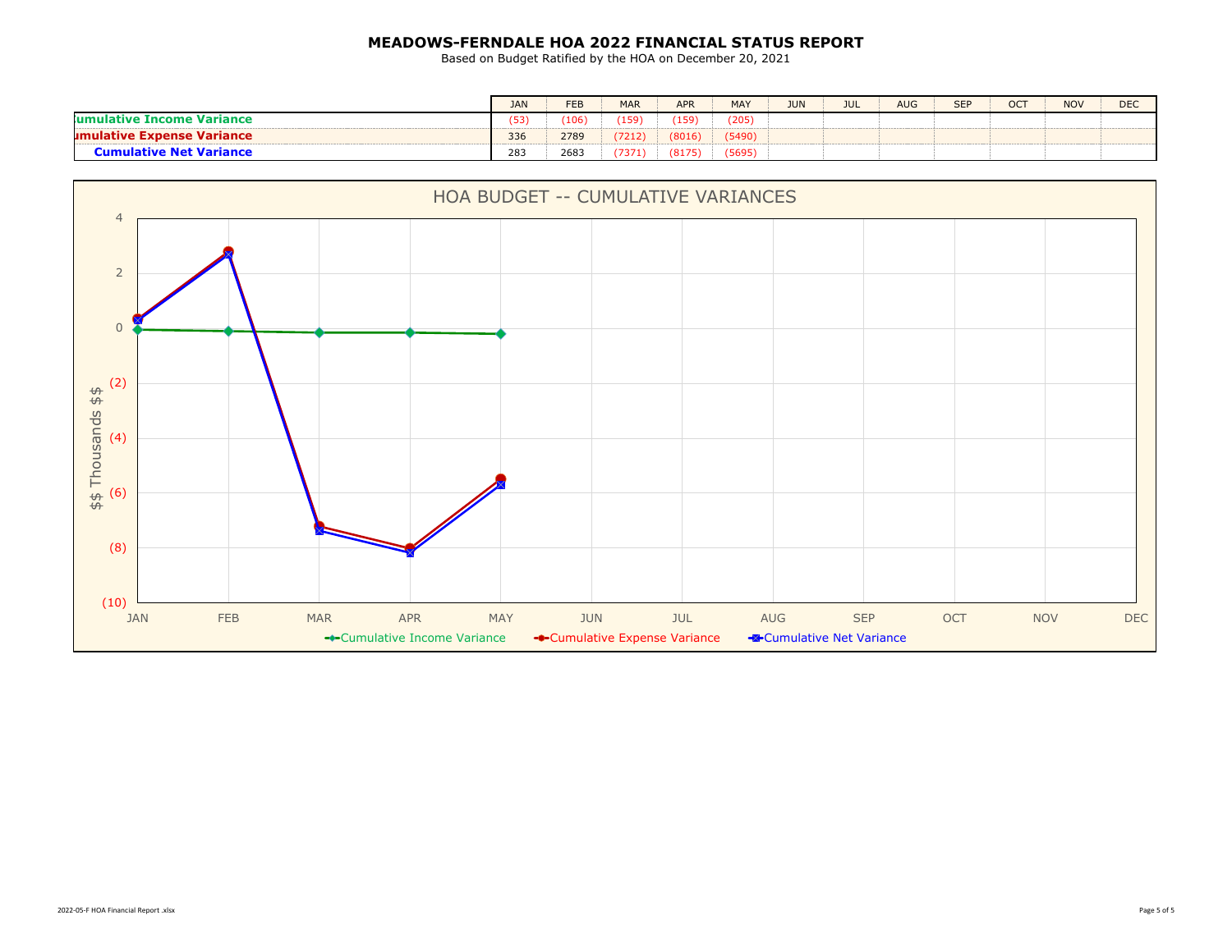# MEADOWS-FERNDALE HOA 2022 FINANCIAL STATUS REPORT

Based on Budget Ratified by the HOA on December 20, 2021

| | JAN | FEB | MAR | APR | MAY | JUN | JUL | AUG | SEP | OCT | NOV | DEC |
|---|---|---|---|---|---|---|---|---|---|---|---|---|
| **Cumulative Income Variance** | (53) | (106) | (159) | (159) | (205) | | | | | | | |
| **Cumulative Expense Variance** | 336 | 2789 | (7212) | (8016) | (5490) | | | | | | | |
| **Cumulative Net Variance** | 283 | 2683 | (7371) | (8175) | (5695) | | | | | | | |

HOA BUDGET -- CUMULATIVE VARIANCES

$$ Thousands $$

4
2
0
(2)
(4)
(6)
(8)
(10)

JAN FEB MAR APR MAY JUN JUL AUG SEP OCT NOV DEC

Cumulative Income Variance
Cumulative Expense Variance
Cumulative Net Variance